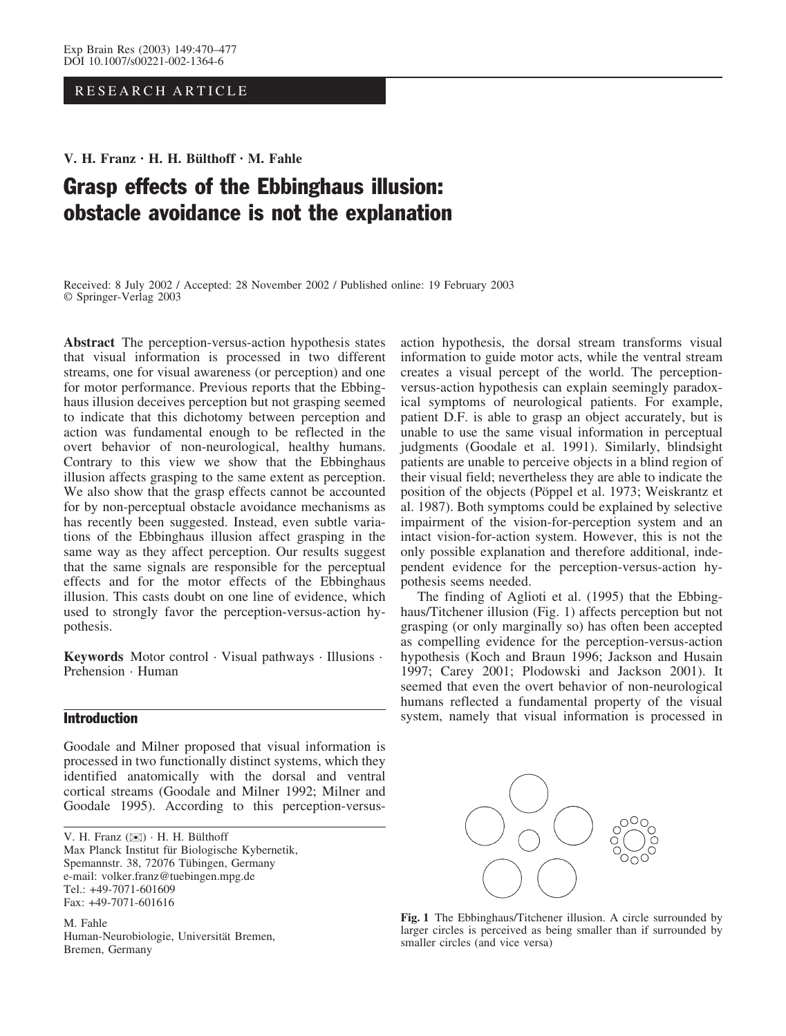RESEARCH ARTICLE

**V. H. Franz · H. H. Bülthoff · M. Fahle**

# Grasp effects of the Ebbinghaus illusion: obstacle avoidance is not the explanation

Received: 8 July 2002 / Accepted: 28 November 2002 / Published online: 19 February 2003
© Springer-Verlag 2003

**Abstract** The perception-versus-action hypothesis states that visual information is processed in two different streams, one for visual awareness (or perception) and one for motor performance. Previous reports that the Ebbinghaus illusion deceives perception but not grasping seemed to indicate that this dichotomy between perception and action was fundamental enough to be reflected in the overt behavior of non-neurological, healthy humans. Contrary to this view we show that the Ebbinghaus illusion affects grasping to the same extent as perception. We also show that the grasp effects cannot be accounted for by non-perceptual obstacle avoidance mechanisms as has recently been suggested. Instead, even subtle variations of the Ebbinghaus illusion affect grasping in the same way as they affect perception. Our results suggest that the same signals are responsible for the perceptual effects and for the motor effects of the Ebbinghaus illusion. This casts doubt on one line of evidence, which used to strongly favor the perception-versus-action hypothesis.

**Keywords** Motor control · Visual pathways · Illusions · Prehension · Human

## Introduction

Goodale and Milner proposed that visual information is processed in two functionally distinct systems, which they identified anatomically with the dorsal and ventral cortical streams (Goodale and Milner 1992; Milner and Goodale 1995). According to this perception-versus-action hypothesis, the dorsal stream transforms visual information to guide motor acts, while the ventral stream creates a visual percept of the world. The perception-versus-action hypothesis can explain seemingly paradoxical symptoms of neurological patients. For example, patient D.F. is able to grasp an object accurately, but is unable to use the same visual information in perceptual judgments (Goodale et al. 1991). Similarly, blindsight patients are unable to perceive objects in a blind region of their visual field; nevertheless they are able to indicate the position of the objects (Pöppel et al. 1973; Weiskrantz et al. 1987). Both symptoms could be explained by selective impairment of the vision-for-perception system and an intact vision-for-action system. However, this is not the only possible explanation and therefore additional, independent evidence for the perception-versus-action hypothesis seems needed.

The finding of Aglioti et al. (1995) that the Ebbinghaus/Titchener illusion (Fig. 1) affects perception but not grasping (or only marginally so) has often been accepted as compelling evidence for the perception-versus-action hypothesis (Koch and Braun 1996; Jackson and Husain 1997; Carey 2001; Plodowski and Jackson 2001). It seemed that even the overt behavior of non-neurological humans reflected a fundamental property of the visual system, namely that visual information is processed in

**Fig. 1** The Ebbinghaus/Titchener illusion. A circle surrounded by larger circles is perceived as being smaller than if surrounded by smaller circles (and vice versa)

V. H. Franz (✉) · H. H. Bülthoff
Max Planck Institut für Biologische Kybernetik,
Spemannstr. 38, 72076 Tübingen, Germany
e-mail: volker.franz@tuebingen.mpg.de
Tel.: +49-7071-601609
Fax: +49-7071-601616

M. Fahle
Human-Neurobiologie, Universität Bremen,
Bremen, Germany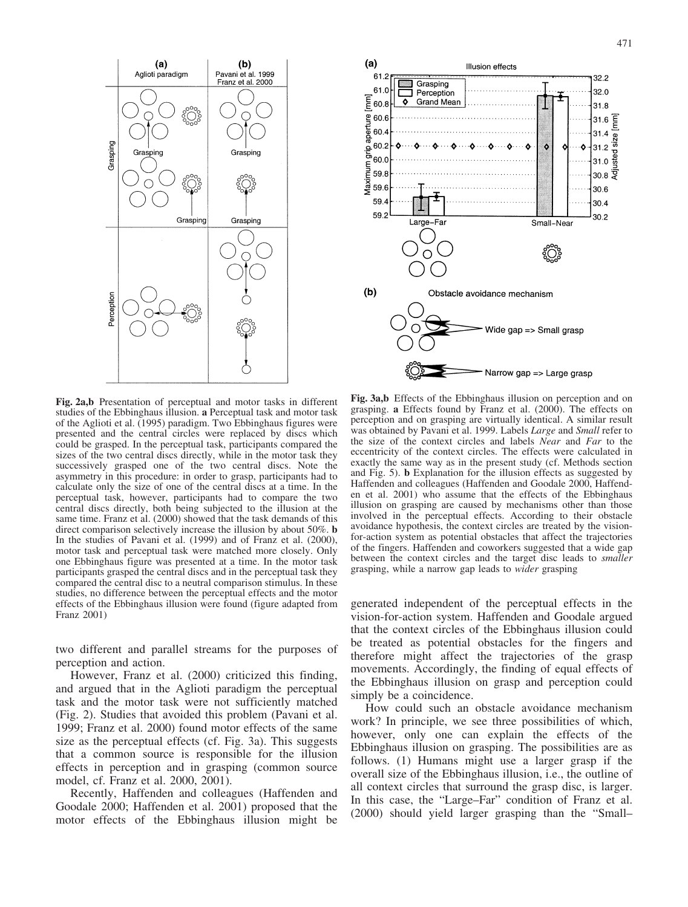**Fig. 2a,b** Presentation of perceptual and motor tasks in different studies of the Ebbinghaus illusion. **a** Perceptual task and motor task of the Aglioti et al. (1995) paradigm. Two Ebbinghaus figures were presented and the central circles were replaced by discs which could be grasped. In the perceptual task, participants compared the sizes of the two central discs directly, while in the motor task they successively grasped one of the two central discs. Note the asymmetry in this procedure: in order to grasp, participants had to calculate only the size of one of the central discs at a time. In the perceptual task, however, participants had to compare the two central discs directly, both being subjected to the illusion at the same time. Franz et al. (2000) showed that the task demands of this direct comparison selectively increase the illusion by about 50%. **b** In the studies of Pavani et al. (1999) and of Franz et al. (2000), motor task and perceptual task were matched more closely. Only one Ebbinghaus figure was presented at a time. In the motor task participants grasped the central discs and in the perceptual task they compared the central disc to a neutral comparison stimulus. In these studies, no difference between the perceptual effects and the motor effects of the Ebbinghaus illusion were found (figure adapted from Franz 2001)

two different and parallel streams for the purposes of perception and action.

However, Franz et al. (2000) criticized this finding, and argued that in the Aglioti paradigm the perceptual task and the motor task were not sufficiently matched (Fig. 2). Studies that avoided this problem (Pavani et al. 1999; Franz et al. 2000) found motor effects of the same size as the perceptual effects (cf. Fig. 3a). This suggests that a common source is responsible for the illusion effects in perception and in grasping (common source model, cf. Franz et al. 2000, 2001).

Recently, Haffenden and colleagues (Haffenden and Goodale 2000; Haffenden et al. 2001) proposed that the motor effects of the Ebbinghaus illusion might be

**Fig. 3a,b** Effects of the Ebbinghaus illusion on perception and on grasping. **a** Effects found by Franz et al. (2000). The effects on perception and on grasping are virtually identical. A similar result was obtained by Pavani et al. 1999. Labels *Large* and *Small* refer to the size of the context circles and labels *Near* and *Far* to the eccentricity of the context circles. The effects were calculated in exactly the same way as in the present study (cf. Methods section and Fig. 5). **b** Explanation for the illusion effects as suggested by Haffenden and colleagues (Haffenden and Goodale 2000, Haffenden et al. 2001) who assume that the effects of the Ebbinghaus illusion on grasping are caused by mechanisms other than those involved in the perceptual effects. According to their obstacle avoidance hypothesis, the context circles are treated by the vision-for-action system as potential obstacles that affect the trajectories of the fingers. Haffenden and coworkers suggested that a wide gap between the context circles and the target disc leads to *smaller* grasping, while a narrow gap leads to *wider* grasping

generated independent of the perceptual effects in the vision-for-action system. Haffenden and Goodale argued that the context circles of the Ebbinghaus illusion could be treated as potential obstacles for the fingers and therefore might affect the trajectories of the grasp movements. Accordingly, the finding of equal effects of the Ebbinghaus illusion on grasp and perception could simply be a coincidence.

How could such an obstacle avoidance mechanism work? In principle, we see three possibilities of which, however, only one can explain the effects of the Ebbinghaus illusion on grasping. The possibilities are as follows. (1) Humans might use a larger grasp if the overall size of the Ebbinghaus illusion, i.e., the outline of all context circles that surround the grasp disc, is larger. In this case, the "Large–Far" condition of Franz et al. (2000) should yield larger grasping than the "Small–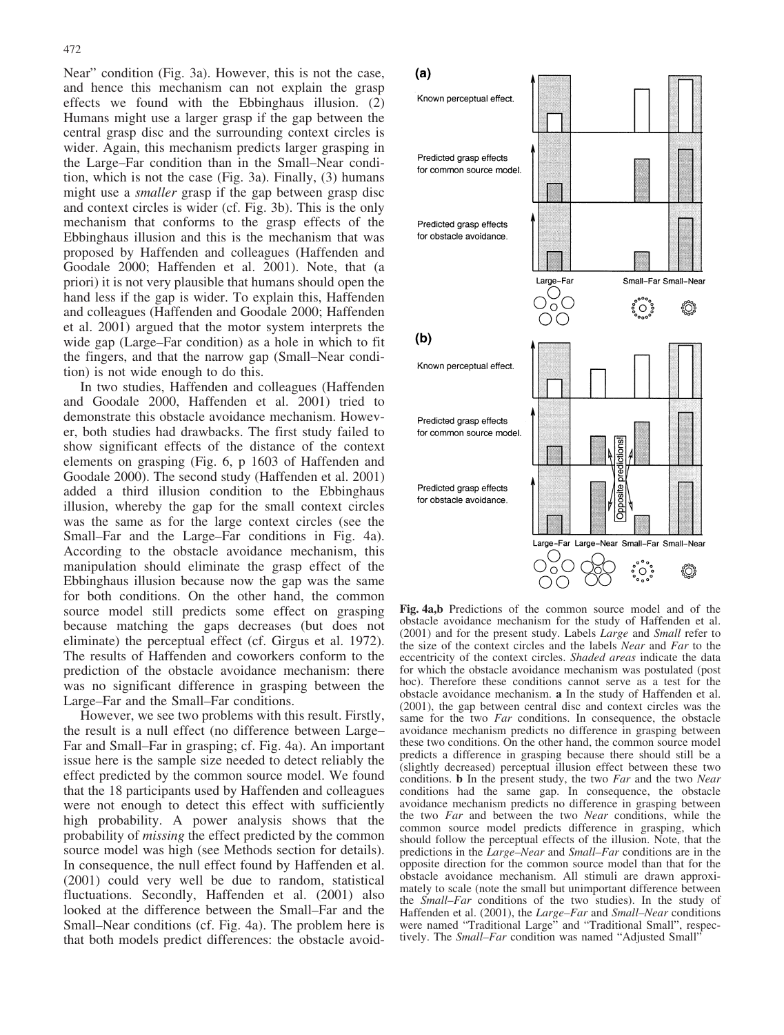Near" condition (Fig. 3a). However, this is not the case, and hence this mechanism can not explain the grasp effects we found with the Ebbinghaus illusion. (2) Humans might use a larger grasp if the gap between the central grasp disc and the surrounding context circles is wider. Again, this mechanism predicts larger grasping in the Large–Far condition than in the Small–Near condition, which is not the case (Fig. 3a). Finally, (3) humans might use a *smaller* grasp if the gap between grasp disc and context circles is wider (cf. Fig. 3b). This is the only mechanism that conforms to the grasp effects of the Ebbinghaus illusion and this is the mechanism that was proposed by Haffenden and colleagues (Haffenden and Goodale 2000; Haffenden et al. 2001). Note, that (a priori) it is not very plausible that humans should open the hand less if the gap is wider. To explain this, Haffenden and colleagues (Haffenden and Goodale 2000; Haffenden et al. 2001) argued that the motor system interprets the wide gap (Large–Far condition) as a hole in which to fit the fingers, and that the narrow gap (Small–Near condition) is not wide enough to do this.

In two studies, Haffenden and colleagues (Haffenden and Goodale 2000, Haffenden et al. 2001) tried to demonstrate this obstacle avoidance mechanism. However, both studies had drawbacks. The first study failed to show significant effects of the distance of the context elements on grasping (Fig. 6, p 1603 of Haffenden and Goodale 2000). The second study (Haffenden et al. 2001) added a third illusion condition to the Ebbinghaus illusion, whereby the gap for the small context circles was the same as for the large context circles (see the Small–Far and the Large–Far conditions in Fig. 4a). According to the obstacle avoidance mechanism, this manipulation should eliminate the grasp effect of the Ebbinghaus illusion because now the gap was the same for both conditions. On the other hand, the common source model still predicts some effect on grasping because matching the gaps decreases (but does not eliminate) the perceptual effect (cf. Girgus et al. 1972). The results of Haffenden and coworkers conform to the prediction of the obstacle avoidance mechanism: there was no significant difference in grasping between the Large–Far and the Small–Far conditions.

However, we see two problems with this result. Firstly, the result is a null effect (no difference between Large–Far and Small–Far in grasping; cf. Fig. 4a). An important issue here is the sample size needed to detect reliably the effect predicted by the common source model. We found that the 18 participants used by Haffenden and colleagues were not enough to detect this effect with sufficiently high probability. A power analysis shows that the probability of *missing* the effect predicted by the common source model was high (see Methods section for details). In consequence, the null effect found by Haffenden et al. (2001) could very well be due to random, statistical fluctuations. Secondly, Haffenden et al. (2001) also looked at the difference between the Small–Far and the Small–Near conditions (cf. Fig. 4a). The problem here is that both models predict differences: the obstacle avoid-

**Fig. 4a,b** Predictions of the common source model and of the obstacle avoidance mechanism for the study of Haffenden et al. (2001) and for the present study. Labels *Large* and *Small* refer to the size of the context circles and the labels *Near* and *Far* to the eccentricity of the context circles. *Shaded areas* indicate the data for which the obstacle avoidance mechanism was postulated (post hoc). Therefore these conditions cannot serve as a test for the obstacle avoidance mechanism. **a** In the study of Haffenden et al. (2001), the gap between central disc and context circles was the same for the two *Far* conditions. In consequence, the obstacle avoidance mechanism predicts no difference in grasping between these two conditions. On the other hand, the common source model predicts a difference in grasping because there should still be a (slightly decreased) perceptual illusion effect between these two conditions. **b** In the present study, the two *Far* and the two *Near* conditions had the same gap. In consequence, the obstacle avoidance mechanism predicts no difference in grasping between the two *Far* and between the two *Near* conditions, while the common source model predicts difference in grasping, which should follow the perceptual effects of the illusion. Note, that the predictions in the *Large–Near* and *Small–Far* conditions are in the opposite direction for the common source model than that for the obstacle avoidance mechanism. All stimuli are drawn approximately to scale (note the small but unimportant difference between the *Small–Far* conditions of the two studies). In the study of Haffenden et al. (2001), the *Large–Far* and *Small–Near* conditions were named "Traditional Large" and "Traditional Small", respectively. The *Small–Far* condition was named "Adjusted Small"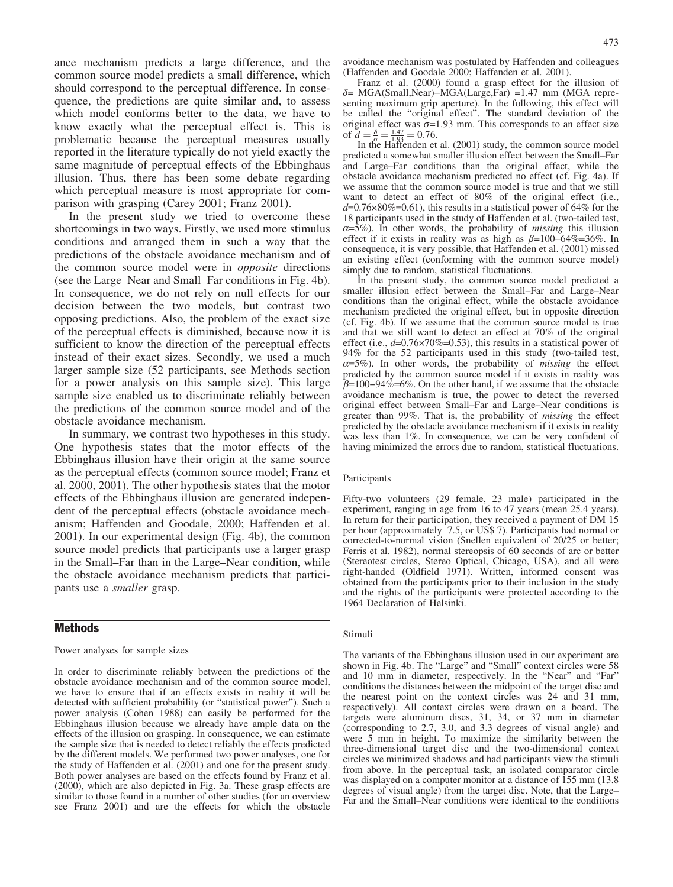ance mechanism predicts a large difference, and the common source model predicts a small difference, which should correspond to the perceptual difference. In consequence, the predictions are quite similar and, to assess which model conforms better to the data, we have to know exactly what the perceptual effect is. This is problematic because the perceptual measures usually reported in the literature typically do not yield exactly the same magnitude of perceptual effects of the Ebbinghaus illusion. Thus, there has been some debate regarding which perceptual measure is most appropriate for comparison with grasping (Carey 2001; Franz 2001).

In the present study we tried to overcome these shortcomings in two ways. Firstly, we used more stimulus conditions and arranged them in such a way that the predictions of the obstacle avoidance mechanism and of the common source model were in *opposite* directions (see the Large–Near and Small–Far conditions in Fig. 4b). In consequence, we do not rely on null effects for our decision between the two models, but contrast two opposing predictions. Also, the problem of the exact size of the perceptual effects is diminished, because now it is sufficient to know the direction of the perceptual effects instead of their exact sizes. Secondly, we used a much larger sample size (52 participants, see Methods section for a power analysis on this sample size). This large sample size enabled us to discriminate reliably between the predictions of the common source model and of the obstacle avoidance mechanism.

In summary, we contrast two hypotheses in this study. One hypothesis states that the motor effects of the Ebbinghaus illusion have their origin at the same source as the perceptual effects (common source model; Franz et al. 2000, 2001). The other hypothesis states that the motor effects of the Ebbinghaus illusion are generated independent of the perceptual effects (obstacle avoidance mechanism; Haffenden and Goodale, 2000; Haffenden et al. 2001). In our experimental design (Fig. 4b), the common source model predicts that participants use a larger grasp in the Small–Far than in the Large–Near condition, while the obstacle avoidance mechanism predicts that participants use a *smaller* grasp.

## Methods

### Power analyses for sample sizes

In order to discriminate reliably between the predictions of the obstacle avoidance mechanism and of the common source model, we have to ensure that if an effects exists in reality it will be detected with sufficient probability (or "statistical power"). Such a power analysis (Cohen 1988) can easily be performed for the Ebbinghaus illusion because we already have ample data on the effects of the illusion on grasping. In consequence, we can estimate the sample size that is needed to detect reliably the effects predicted by the different models. We performed two power analyses, one for the study of Haffenden et al. (2001) and one for the present study. Both power analyses are based on the effects found by Franz et al. (2000), which are also depicted in Fig. 3a. These grasp effects are similar to those found in a number of other studies (for an overview see Franz 2001) and are the effects for which the obstacle avoidance mechanism was postulated by Haffenden and colleagues (Haffenden and Goodale 2000; Haffenden et al. 2001).

Franz et al. (2000) found a grasp effect for the illusion of $\delta$= MGA(Small,Near)−MGA(Large,Far) =1.47 mm (MGA representing maximum grip aperture). In the following, this effect will be called the "original effect". The standard deviation of the original effect was $\sigma$=1.93 mm. This corresponds to an effect size of $d = \frac{\delta}{\sigma} = \frac{1.47}{1.93} = 0.76$.

In the Haffenden et al. (2001) study, the common source model predicted a somewhat smaller illusion effect between the Small–Far and Large–Far conditions than the original effect, while the obstacle avoidance mechanism predicted no effect (cf. Fig. 4a). If we assume that the common source model is true and that we still want to detect an effect of 80% of the original effect (i.e., $d$=0.76×80%=0.61), this results in a statistical power of 64% for the 18 participants used in the study of Haffenden et al. (two-tailed test, $\alpha$=5%). In other words, the probability of *missing* this illusion effect if it exists in reality was as high as $\beta$=100−64%=36%. In consequence, it is very possible, that Haffenden et al. (2001) missed an existing effect (conforming with the common source model) simply due to random, statistical fluctuations.

In the present study, the common source model predicted a smaller illusion effect between the Small–Far and Large–Near conditions than the original effect, while the obstacle avoidance mechanism predicted the original effect, but in opposite direction (cf. Fig. 4b). If we assume that the common source model is true and that we still want to detect an effect at 70% of the original effect (i.e., $d$=0.76×70%=0.53), this results in a statistical power of 94% for the 52 participants used in this study (two-tailed test, $\alpha$=5%). In other words, the probability of *missing* the effect predicted by the common source model if it exists in reality was $\beta$=100−94%=6%. On the other hand, if we assume that the obstacle avoidance mechanism is true, the power to detect the reversed original effect between Small–Far and Large–Near conditions is greater than 99%. That is, the probability of *missing* the effect predicted by the obstacle avoidance mechanism if it exists in reality was less than 1%. In consequence, we can be very confident of having minimized the errors due to random, statistical fluctuations.

### Participants

Fifty-two volunteers (29 female, 23 male) participated in the experiment, ranging in age from 16 to 47 years (mean 25.4 years). In return for their participation, they received a payment of DM 15 per hour (approximately 7.5, or US$ 7). Participants had normal or corrected-to-normal vision (Snellen equivalent of 20/25 or better; Ferris et al. 1982), normal stereopsis of 60 seconds of arc or better (Stereotest circles, Stereo Optical, Chicago, USA), and all were right-handed (Oldfield 1971). Written, informed consent was obtained from the participants prior to their inclusion in the study and the rights of the participants were protected according to the 1964 Declaration of Helsinki.

### Stimuli

The variants of the Ebbinghaus illusion used in our experiment are shown in Fig. 4b. The "Large" and "Small" context circles were 58 and 10 mm in diameter, respectively. In the "Near" and "Far" conditions the distances between the midpoint of the target disc and the nearest point on the context circles was 24 and 31 mm, respectively). All context circles were drawn on a board. The targets were aluminum discs, 31, 34, or 37 mm in diameter (corresponding to 2.7, 3.0, and 3.3 degrees of visual angle) and were 5 mm in height. To maximize the similarity between the three-dimensional target disc and the two-dimensional context circles we minimized shadows and had participants view the stimuli from above. In the perceptual task, an isolated comparator circle was displayed on a computer monitor at a distance of 155 mm (13.8 degrees of visual angle) from the target disc. Note, that the Large–Far and the Small–Near conditions were identical to the conditions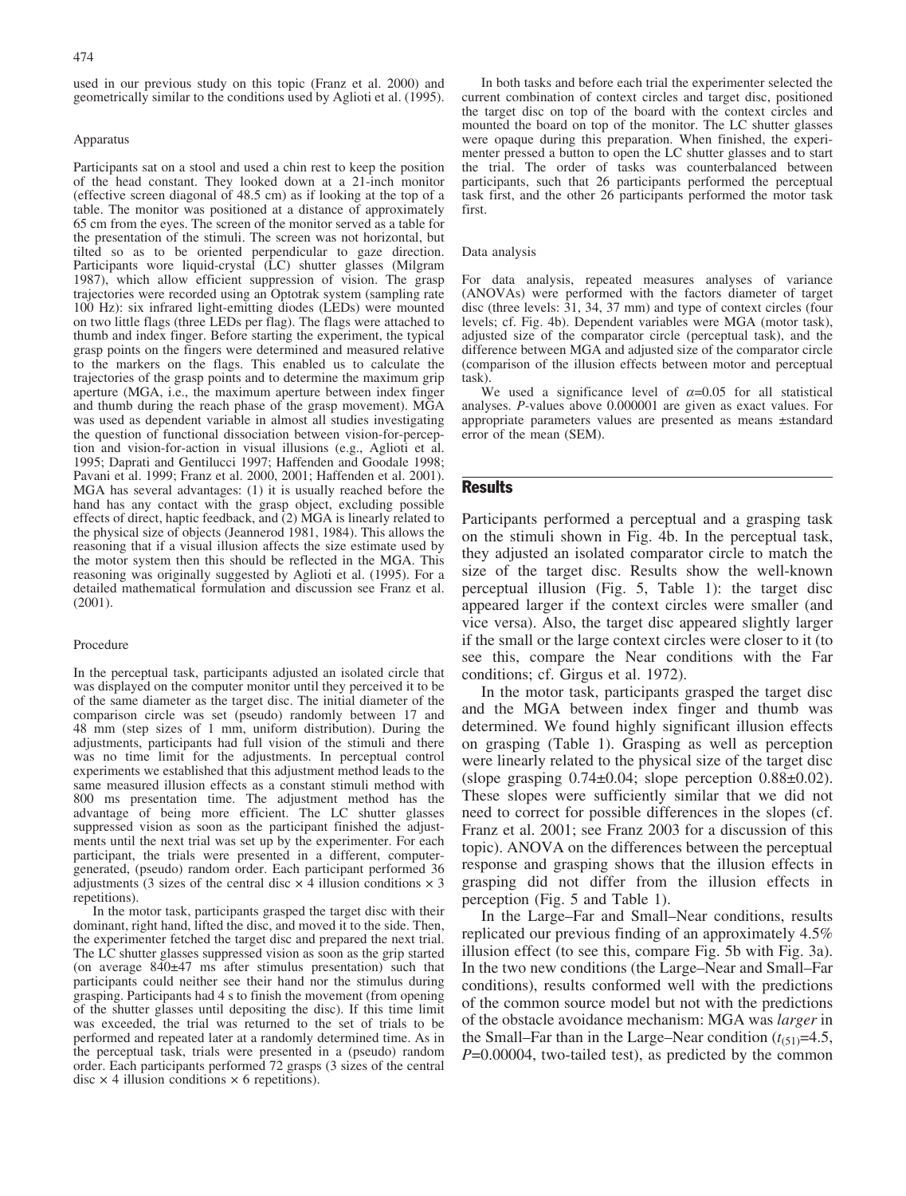used in our previous study on this topic (Franz et al. 2000) and geometrically similar to the conditions used by Aglioti et al. (1995).

### Apparatus

Participants sat on a stool and used a chin rest to keep the position of the head constant. They looked down at a 21-inch monitor (effective screen diagonal of 48.5 cm) as if looking at the top of a table. The monitor was positioned at a distance of approximately 65 cm from the eyes. The screen of the monitor served as a table for the presentation of the stimuli. The screen was not horizontal, but tilted so as to be oriented perpendicular to gaze direction. Participants wore liquid-crystal (LC) shutter glasses (Milgram 1987), which allow efficient suppression of vision. The grasp trajectories were recorded using an Optotrak system (sampling rate 100 Hz): six infrared light-emitting diodes (LEDs) were mounted on two little flags (three LEDs per flag). The flags were attached to thumb and index finger. Before starting the experiment, the typical grasp points on the fingers were determined and measured relative to the markers on the flags. This enabled us to calculate the trajectories of the grasp points and to determine the maximum grip aperture (MGA, i.e., the maximum aperture between index finger and thumb during the reach phase of the grasp movement). MGA was used as dependent variable in almost all studies investigating the question of functional dissociation between vision-for-perception and vision-for-action in visual illusions (e.g., Aglioti et al. 1995; Daprati and Gentilucci 1997; Haffenden and Goodale 1998; Pavani et al. 1999; Franz et al. 2000, 2001; Haffenden et al. 2001). MGA has several advantages: (1) it is usually reached before the hand has any contact with the grasp object, excluding possible effects of direct, haptic feedback, and (2) MGA is linearly related to the physical size of objects (Jeannerod 1981, 1984). This allows the reasoning that if a visual illusion affects the size estimate used by the motor system then this should be reflected in the MGA. This reasoning was originally suggested by Aglioti et al. (1995). For a detailed mathematical formulation and discussion see Franz et al. (2001).

### Procedure

In the perceptual task, participants adjusted an isolated circle that was displayed on the computer monitor until they perceived it to be of the same diameter as the target disc. The initial diameter of the comparison circle was set (pseudo) randomly between 17 and 48 mm (step sizes of 1 mm, uniform distribution). During the adjustments, participants had full vision of the stimuli and there was no time limit for the adjustments. In perceptual control experiments we established that this adjustment method leads to the same measured illusion effects as a constant stimuli method with 800 ms presentation time. The adjustment method has the advantage of being more efficient. The LC shutter glasses suppressed vision as soon as the participant finished the adjustments until the next trial was set up by the experimenter. For each participant, the trials were presented in a different, computer-generated, (pseudo) random order. Each participant performed 36 adjustments (3 sizes of the central disc × 4 illusion conditions × 3 repetitions).

In the motor task, participants grasped the target disc with their dominant, right hand, lifted the disc, and moved it to the side. Then, the experimenter fetched the target disc and prepared the next trial. The LC shutter glasses suppressed vision as soon as the grip started (on average 840±47 ms after stimulus presentation) such that participants could neither see their hand nor the stimulus during grasping. Participants had 4 s to finish the movement (from opening of the shutter glasses until depositing the disc). If this time limit was exceeded, the trial was returned to the set of trials to be performed and repeated later at a randomly determined time. As in the perceptual task, trials were presented in a (pseudo) random order. Each participants performed 72 grasps (3 sizes of the central disc × 4 illusion conditions × 6 repetitions).

In both tasks and before each trial the experimenter selected the current combination of context circles and target disc, positioned the target disc on top of the board with the context circles and mounted the board on top of the monitor. The LC shutter glasses were opaque during this preparation. When finished, the experimenter pressed a button to open the LC shutter glasses and to start the trial. The order of tasks was counterbalanced between participants, such that 26 participants performed the perceptual task first, and the other 26 participants performed the motor task first.

### Data analysis

For data analysis, repeated measures analyses of variance (ANOVAs) were performed with the factors diameter of target disc (three levels: 31, 34, 37 mm) and type of context circles (four levels; cf. Fig. 4b). Dependent variables were MGA (motor task), adjusted size of the comparator circle (perceptual task), and the difference between MGA and adjusted size of the comparator circle (comparison of the illusion effects between motor and perceptual task).

We used a significance level of $\alpha$=0.05 for all statistical analyses. *P*-values above 0.000001 are given as exact values. For appropriate parameters values are presented as means ±standard error of the mean (SEM).

## Results

Participants performed a perceptual and a grasping task on the stimuli shown in Fig. 4b. In the perceptual task, they adjusted an isolated comparator circle to match the size of the target disc. Results show the well-known perceptual illusion (Fig. 5, Table 1): the target disc appeared larger if the context circles were smaller (and vice versa). Also, the target disc appeared slightly larger if the small or the large context circles were closer to it (to see this, compare the Near conditions with the Far conditions; cf. Girgus et al. 1972).

In the motor task, participants grasped the target disc and the MGA between index finger and thumb was determined. We found highly significant illusion effects on grasping (Table 1). Grasping as well as perception were linearly related to the physical size of the target disc (slope grasping 0.74±0.04; slope perception 0.88±0.02). These slopes were sufficiently similar that we did not need to correct for possible differences in the slopes (cf. Franz et al. 2001; see Franz 2003 for a discussion of this topic). ANOVA on the differences between the perceptual response and grasping shows that the illusion effects in grasping did not differ from the illusion effects in perception (Fig. 5 and Table 1).

In the Large–Far and Small–Near conditions, results replicated our previous finding of an approximately 4.5% illusion effect (to see this, compare Fig. 5b with Fig. 3a). In the two new conditions (the Large–Near and Small–Far conditions), results conformed well with the predictions of the common source model but not with the predictions of the obstacle avoidance mechanism: MGA was *larger* in the Small–Far than in the Large–Near condition ($t_{(51)}$=4.5, *P*=0.00004, two-tailed test), as predicted by the common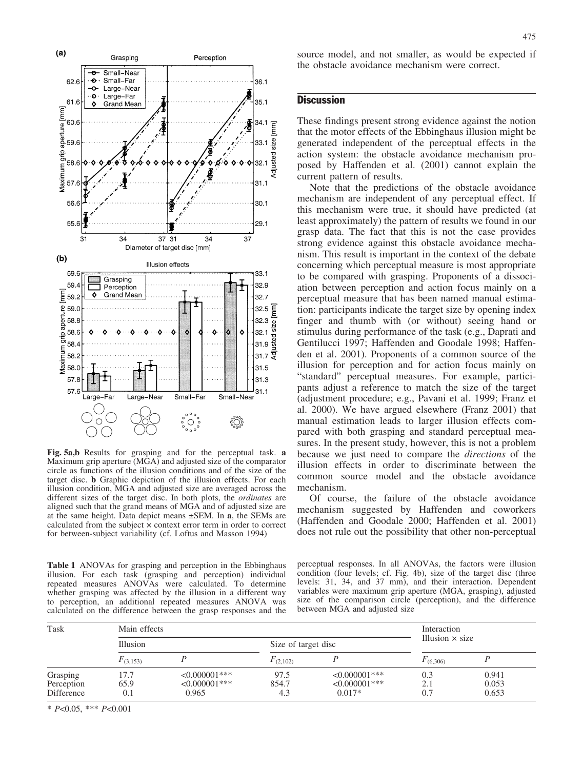(a)

Grasping | Perception

Small–Near
Small–Far
Large–Near
Large–Far
Grand Mean

Maximum grip aperture [mm]: 55.6, 56.6, 57.6, 58.6, 59.6, 60.6, 61.6, 62.6

Adjusted size [mm]: 29.1, 30.1, 31.1, 32.1, 33.1, 34.1, 35.1, 36.1

Diameter of target disc [mm]: 31, 34, 37, 31, 34, 37

(b)

Illusion effects

Grasping
Perception
Grand Mean

Maximum grip aperture [mm]: 57.6, 57.8, 58.0, 58.2, 58.4, 58.6, 58.8, 59.0, 59.2, 59.4, 59.6

Adjusted size [mm]: 31.1, 31.3, 31.5, 31.7, 31.9, 32.1, 32.3, 32.5, 32.7, 32.9, 33.1

Large–Far, Large–Near, Small–Far, Small–Near

**Fig. 5a,b** Results for grasping and for the perceptual task. **a** Maximum grip aperture (MGA) and adjusted size of the comparator circle as functions of the illusion conditions and of the size of the target disc. **b** Graphic depiction of the illusion effects. For each illusion condition, MGA and adjusted size are averaged across the different sizes of the target disc. In both plots, the *ordinates* are aligned such that the grand means of MGA and of adjusted size are at the same height. Data depict means ±SEM. In **a**, the SEMs are calculated from the subject × context error term in order to correct for between-subject variability (cf. Loftus and Masson 1994)

source model, and not smaller, as would be expected if the obstacle avoidance mechanism were correct.

## Discussion

These findings present strong evidence against the notion that the motor effects of the Ebbinghaus illusion might be generated independent of the perceptual effects in the action system: the obstacle avoidance mechanism proposed by Haffenden et al. (2001) cannot explain the current pattern of results.

Note that the predictions of the obstacle avoidance mechanism are independent of any perceptual effect. If this mechanism were true, it should have predicted (at least approximately) the pattern of results we found in our grasp data. The fact that this is not the case provides strong evidence against this obstacle avoidance mechanism. This result is important in the context of the debate concerning which perceptual measure is most appropriate to be compared with grasping. Proponents of a dissociation between perception and action focus mainly on a perceptual measure that has been named manual estimation: participants indicate the target size by opening index finger and thumb with (or without) seeing hand or stimulus during performance of the task (e.g., Daprati and Gentilucci 1997; Haffenden and Goodale 1998; Haffenden et al. 2001). Proponents of a common source of the illusion for perception and for action focus mainly on "standard" perceptual measures. For example, participants adjust a reference to match the size of the target (adjustment procedure; e.g., Pavani et al. 1999; Franz et al. 2000). We have argued elsewhere (Franz 2001) that manual estimation leads to larger illusion effects compared with both grasping and standard perceptual measures. In the present study, however, this is not a problem because we just need to compare the *directions* of the illusion effects in order to discriminate between the common source model and the obstacle avoidance mechanism.

Of course, the failure of the obstacle avoidance mechanism suggested by Haffenden and coworkers (Haffenden and Goodale 2000; Haffenden et al. 2001) does not rule out the possibility that other non-perceptual

**Table 1** ANOVAs for grasping and perception in the Ebbinghaus illusion. For each task (grasping and perception) individual repeated measures ANOVAs were calculated. To determine whether grasping was affected by the illusion in a different way to perception, an additional repeated measures ANOVA was calculated on the difference between the grasp responses and the perceptual responses. In all ANOVAs, the factors were illusion condition (four levels; cf. Fig. 4b), size of the target disc (three levels: 31, 34, and 37 mm), and their interaction. Dependent variables were maximum grip aperture (MGA, grasping), adjusted size of the comparison circle (perception), and the difference between MGA and adjusted size

| Task | Main effects | | | | Interaction Illusion × size | |
|---|---|---|---|---|---|---|
| | Illusion | | Size of target disc | | | |
| | $F_{(3,153)}$ | $P$ | $F_{(2,102)}$ | $P$ | $F_{(6,306)}$ | $P$ |
| Grasping | 17.7 | <0.000001*** | 97.5 | <0.000001*** | 0.3 | 0.941 |
| Perception | 65.9 | <0.000001*** | 854.7 | <0.000001*** | 2.1 | 0.053 |
| Difference | 0.1 | 0.965 | 4.3 | 0.017* | 0.7 | 0.653 |

* $P$<0.05, *** $P$<0.001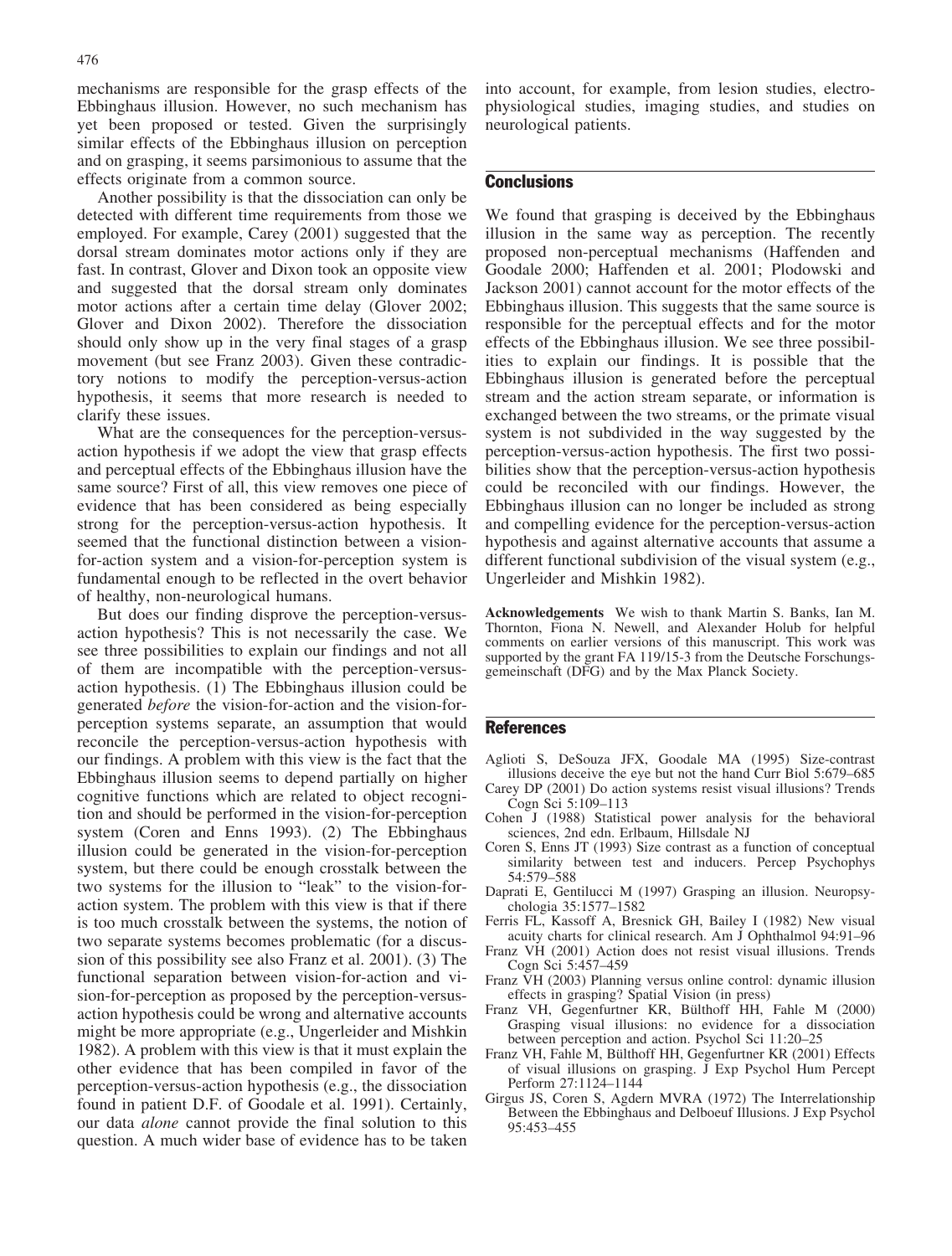mechanisms are responsible for the grasp effects of the Ebbinghaus illusion. However, no such mechanism has yet been proposed or tested. Given the surprisingly similar effects of the Ebbinghaus illusion on perception and on grasping, it seems parsimonious to assume that the effects originate from a common source.

Another possibility is that the dissociation can only be detected with different time requirements from those we employed. For example, Carey (2001) suggested that the dorsal stream dominates motor actions only if they are fast. In contrast, Glover and Dixon took an opposite view and suggested that the dorsal stream only dominates motor actions after a certain time delay (Glover 2002; Glover and Dixon 2002). Therefore the dissociation should only show up in the very final stages of a grasp movement (but see Franz 2003). Given these contradictory notions to modify the perception-versus-action hypothesis, it seems that more research is needed to clarify these issues.

What are the consequences for the perception-versus-action hypothesis if we adopt the view that grasp effects and perceptual effects of the Ebbinghaus illusion have the same source? First of all, this view removes one piece of evidence that has been considered as being especially strong for the perception-versus-action hypothesis. It seemed that the functional distinction between a vision-for-action system and a vision-for-perception system is fundamental enough to be reflected in the overt behavior of healthy, non-neurological humans.

But does our finding disprove the perception-versus-action hypothesis? This is not necessarily the case. We see three possibilities to explain our findings and not all of them are incompatible with the perception-versus-action hypothesis. (1) The Ebbinghaus illusion could be generated *before* the vision-for-action and the vision-for-perception systems separate, an assumption that would reconcile the perception-versus-action hypothesis with our findings. A problem with this view is the fact that the Ebbinghaus illusion seems to depend partially on higher cognitive functions which are related to object recognition and should be performed in the vision-for-perception system (Coren and Enns 1993). (2) The Ebbinghaus illusion could be generated in the vision-for-perception system, but there could be enough crosstalk between the two systems for the illusion to "leak" to the vision-for-action system. The problem with this view is that if there is too much crosstalk between the systems, the notion of two separate systems becomes problematic (for a discussion of this possibility see also Franz et al. 2001). (3) The functional separation between vision-for-action and vision-for-perception as proposed by the perception-versus-action hypothesis could be wrong and alternative accounts might be more appropriate (e.g., Ungerleider and Mishkin 1982). A problem with this view is that it must explain the other evidence that has been compiled in favor of the perception-versus-action hypothesis (e.g., the dissociation found in patient D.F. of Goodale et al. 1991). Certainly, our data *alone* cannot provide the final solution to this question. A much wider base of evidence has to be taken into account, for example, from lesion studies, electrophysiological studies, imaging studies, and studies on neurological patients.

## Conclusions

We found that grasping is deceived by the Ebbinghaus illusion in the same way as perception. The recently proposed non-perceptual mechanisms (Haffenden and Goodale 2000; Haffenden et al. 2001; Plodowski and Jackson 2001) cannot account for the motor effects of the Ebbinghaus illusion. This suggests that the same source is responsible for the perceptual effects and for the motor effects of the Ebbinghaus illusion. We see three possibilities to explain our findings. It is possible that the Ebbinghaus illusion is generated before the perceptual stream and the action stream separate, or information is exchanged between the two streams, or the primate visual system is not subdivided in the way suggested by the perception-versus-action hypothesis. The first two possibilities show that the perception-versus-action hypothesis could be reconciled with our findings. However, the Ebbinghaus illusion can no longer be included as strong and compelling evidence for the perception-versus-action hypothesis and against alternative accounts that assume a different functional subdivision of the visual system (e.g., Ungerleider and Mishkin 1982).

**Acknowledgements** We wish to thank Martin S. Banks, Ian M. Thornton, Fiona N. Newell, and Alexander Holub for helpful comments on earlier versions of this manuscript. This work was supported by the grant FA 119/15-3 from the Deutsche Forschungsgemeinschaft (DFG) and by the Max Planck Society.

## References

Aglioti S, DeSouza JFX, Goodale MA (1995) Size-contrast illusions deceive the eye but not the hand Curr Biol 5:679–685

Carey DP (2001) Do action systems resist visual illusions? Trends Cogn Sci 5:109–113

Cohen J (1988) Statistical power analysis for the behavioral sciences, 2nd edn. Erlbaum, Hillsdale NJ

Coren S, Enns JT (1993) Size contrast as a function of conceptual similarity between test and inducers. Percep Psychophys 54:579–588

Daprati E, Gentilucci M (1997) Grasping an illusion. Neuropsychologia 35:1577–1582

Ferris FL, Kassoff A, Bresnick GH, Bailey I (1982) New visual acuity charts for clinical research. Am J Ophthalmol 94:91–96

Franz VH (2001) Action does not resist visual illusions. Trends Cogn Sci 5:457–459

Franz VH (2003) Planning versus online control: dynamic illusion effects in grasping? Spatial Vision (in press)

Franz VH, Gegenfurtner KR, Bülthoff HH, Fahle M (2000) Grasping visual illusions: no evidence for a dissociation between perception and action. Psychol Sci 11:20–25

Franz VH, Fahle M, Bülthoff HH, Gegenfurtner KR (2001) Effects of visual illusions on grasping. J Exp Psychol Hum Percept Perform 27:1124–1144

Girgus JS, Coren S, Agdern MVRA (1972) The Interrelationship Between the Ebbinghaus and Delboeuf Illusions. J Exp Psychol 95:453–455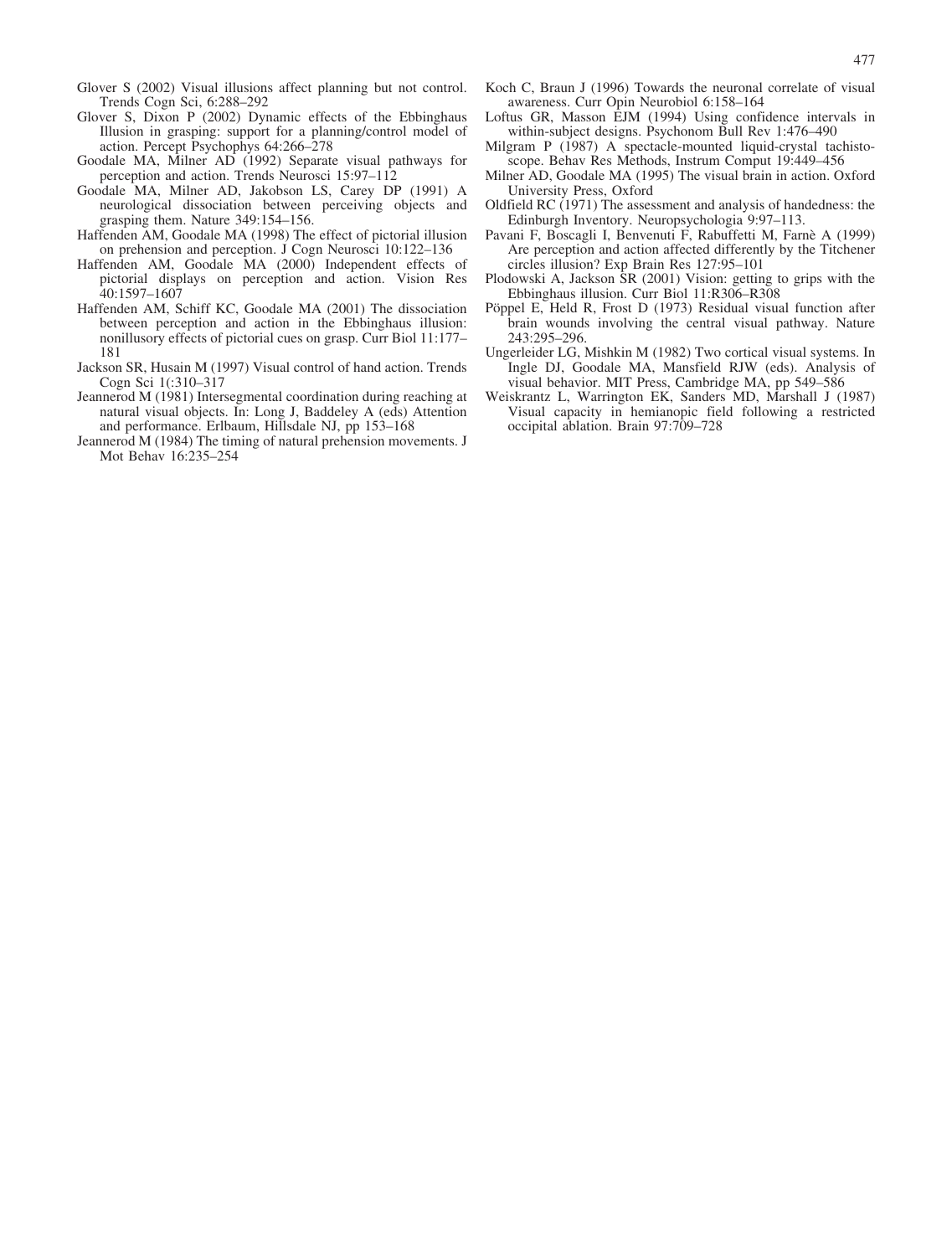Glover S (2002) Visual illusions affect planning but not control. Trends Cogn Sci, 6:288–292

Glover S, Dixon P (2002) Dynamic effects of the Ebbinghaus Illusion in grasping: support for a planning/control model of action. Percept Psychophys 64:266–278

Goodale MA, Milner AD (1992) Separate visual pathways for perception and action. Trends Neurosci 15:97–112

Goodale MA, Milner AD, Jakobson LS, Carey DP (1991) A neurological dissociation between perceiving objects and grasping them. Nature 349:154–156.

Haffenden AM, Goodale MA (1998) The effect of pictorial illusion on prehension and perception. J Cogn Neurosci 10:122–136

Haffenden AM, Goodale MA (2000) Independent effects of pictorial displays on perception and action. Vision Res 40:1597–1607

Haffenden AM, Schiff KC, Goodale MA (2001) The dissociation between perception and action in the Ebbinghaus illusion: nonillusory effects of pictorial cues on grasp. Curr Biol 11:177–181

Jackson SR, Husain M (1997) Visual control of hand action. Trends Cogn Sci 1(:310–317

Jeannerod M (1981) Intersegmental coordination during reaching at natural visual objects. In: Long J, Baddeley A (eds) Attention and performance. Erlbaum, Hillsdale NJ, pp 153–168

Jeannerod M (1984) The timing of natural prehension movements. J Mot Behav 16:235–254

Koch C, Braun J (1996) Towards the neuronal correlate of visual awareness. Curr Opin Neurobiol 6:158–164

Loftus GR, Masson EJM (1994) Using confidence intervals in within-subject designs. Psychonom Bull Rev 1:476–490

Milgram P (1987) A spectacle-mounted liquid-crystal tachistoscope. Behav Res Methods, Instrum Comput 19:449–456

Milner AD, Goodale MA (1995) The visual brain in action. Oxford University Press, Oxford

Oldfield RC (1971) The assessment and analysis of handedness: the Edinburgh Inventory. Neuropsychologia 9:97–113.

Pavani F, Boscagli I, Benvenuti F, Rabuffetti M, Farnè A (1999) Are perception and action affected differently by the Titchener circles illusion? Exp Brain Res 127:95–101

Plodowski A, Jackson SR (2001) Vision: getting to grips with the Ebbinghaus illusion. Curr Biol 11:R306–R308

Pöppel E, Held R, Frost D (1973) Residual visual function after brain wounds involving the central visual pathway. Nature 243:295–296.

Ungerleider LG, Mishkin M (1982) Two cortical visual systems. In Ingle DJ, Goodale MA, Mansfield RJW (eds). Analysis of visual behavior. MIT Press, Cambridge MA, pp 549–586

Weiskrantz L, Warrington EK, Sanders MD, Marshall J (1987) Visual capacity in hemianopic field following a restricted occipital ablation. Brain 97:709–728